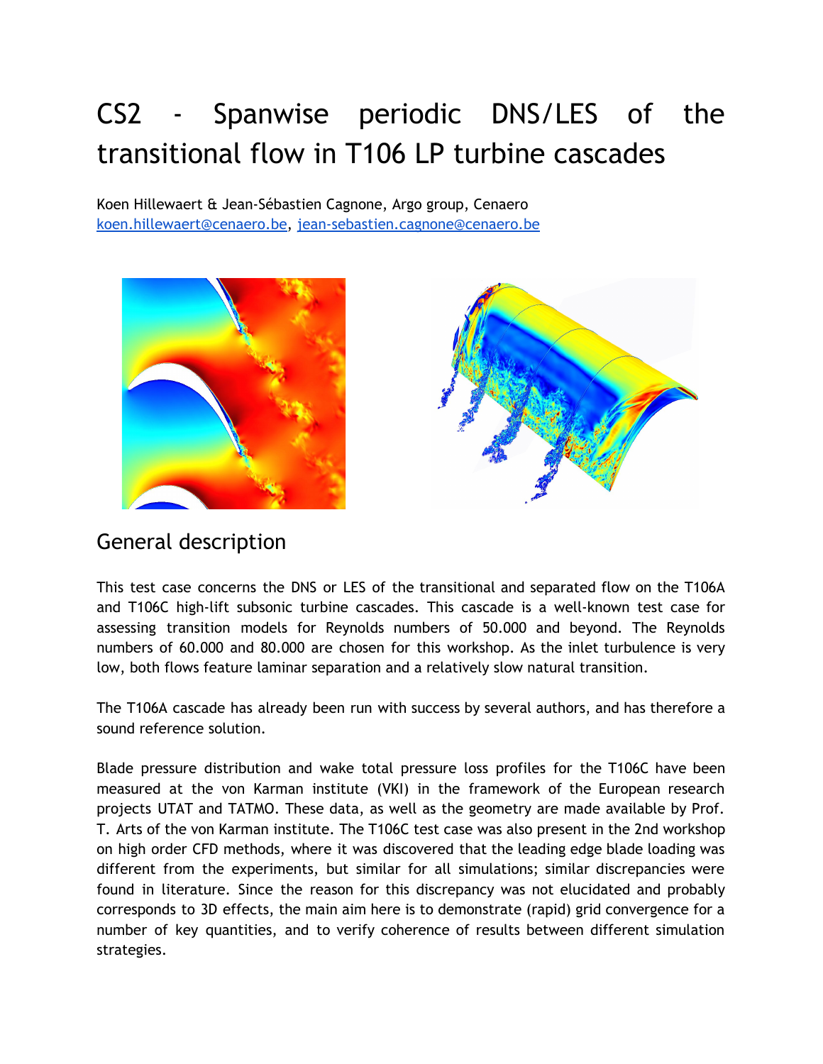# CS2 - Spanwise periodic DNS/LES of the transitional flow in T106 LP turbine cascades

Koen Hillewaert & Jean-Sébastien Cagnone, Argo group, Cenaero
koen.hillewaert@cenaero.be, jean-sebastien.cagnone@cenaero.be

## General description

This test case concerns the DNS or LES of the transitional and separated flow on the T106A and T106C high-lift subsonic turbine cascades. This cascade is a well-known test case for assessing transition models for Reynolds numbers of 50.000 and beyond. The Reynolds numbers of 60.000 and 80.000 are chosen for this workshop. As the inlet turbulence is very low, both flows feature laminar separation and a relatively slow natural transition.

The T106A cascade has already been run with success by several authors, and has therefore a sound reference solution.

Blade pressure distribution and wake total pressure loss profiles for the T106C have been measured at the von Karman institute (VKI) in the framework of the European research projects UTAT and TATMO. These data, as well as the geometry are made available by Prof. T. Arts of the von Karman institute. The T106C test case was also present in the 2nd workshop on high order CFD methods, where it was discovered that the leading edge blade loading was different from the experiments, but similar for all simulations; similar discrepancies were found in literature. Since the reason for this discrepancy was not elucidated and probably corresponds to 3D effects, the main aim here is to demonstrate (rapid) grid convergence for a number of key quantities, and to verify coherence of results between different simulation strategies.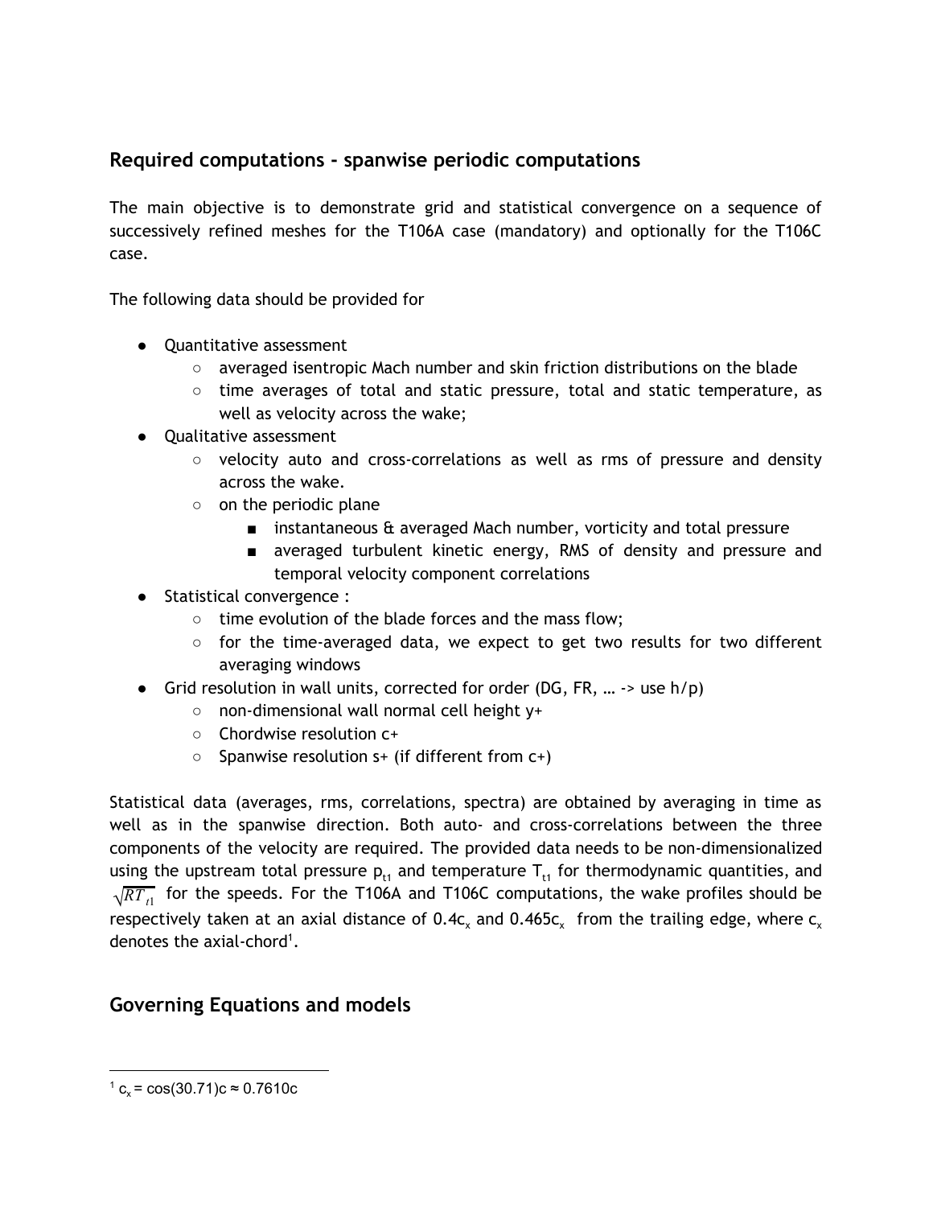## Required computations - spanwise periodic computations

The main objective is to demonstrate grid and statistical convergence on a sequence of successively refined meshes for the T106A case (mandatory) and optionally for the T106C case.

The following data should be provided for

- Quantitative assessment
  - averaged isentropic Mach number and skin friction distributions on the blade
  - time averages of total and static pressure, total and static temperature, as well as velocity across the wake;
- Qualitative assessment
  - velocity auto and cross-correlations as well as rms of pressure and density across the wake.
  - on the periodic plane
    - instantaneous & averaged Mach number, vorticity and total pressure
    - averaged turbulent kinetic energy, RMS of density and pressure and temporal velocity component correlations
- Statistical convergence :
  - time evolution of the blade forces and the mass flow;
  - for the time-averaged data, we expect to get two results for two different averaging windows
- Grid resolution in wall units, corrected for order (DG, FR, … -> use h/p)
  - non-dimensional wall normal cell height y+
  - Chordwise resolution c+
  - Spanwise resolution s+ (if different from c+)

Statistical data (averages, rms, correlations, spectra) are obtained by averaging in time as well as in the spanwise direction. Both auto- and cross-correlations between the three components of the velocity are required. The provided data needs to be non-dimensionalized using the upstream total pressure $p_{t1}$ and temperature $T_{t1}$ for thermodynamic quantities, and $\sqrt{RT_{t1}}$ for the speeds. For the T106A and T106C computations, the wake profiles should be respectively taken at an axial distance of $0.4c_x$ and $0.465c_x$ from the trailing edge, where $c_x$ denotes the axial-chord[1].

## Governing Equations and models

[1] $c_x = \cos(30.71)c \approx 0.7610c$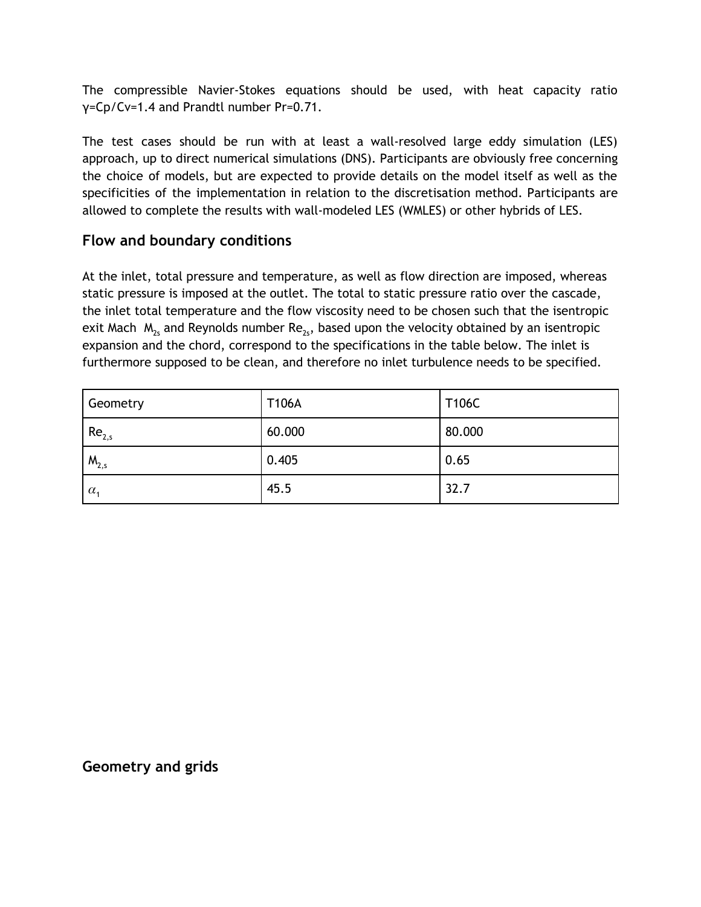The compressible Navier-Stokes equations should be used, with heat capacity ratio $\gamma=C_p/C_v=1.4$ and Prandtl number Pr=0.71.

The test cases should be run with at least a wall-resolved large eddy simulation (LES) approach, up to direct numerical simulations (DNS). Participants are obviously free concerning the choice of models, but are expected to provide details on the model itself as well as the specificities of the implementation in relation to the discretisation method. Participants are allowed to complete the results with wall-modeled LES (WMLES) or other hybrids of LES.

## Flow and boundary conditions

At the inlet, total pressure and temperature, as well as flow direction are imposed, whereas static pressure is imposed at the outlet. The total to static pressure ratio over the cascade, the inlet total temperature and the flow viscosity need to be chosen such that the isentropic exit Mach $M_{2s}$ and Reynolds number $Re_{2s}$, based upon the velocity obtained by an isentropic expansion and the chord, correspond to the specifications in the table below. The inlet is furthermore supposed to be clean, and therefore no inlet turbulence needs to be specified.

| Geometry | T106A | T106C |
| --- | --- | --- |
| $Re_{2,s}$ | 60.000 | 80.000 |
| $M_{2,s}$ | 0.405 | 0.65 |
| $\alpha_1$ | 45.5 | 32.7 |

## Geometry and grids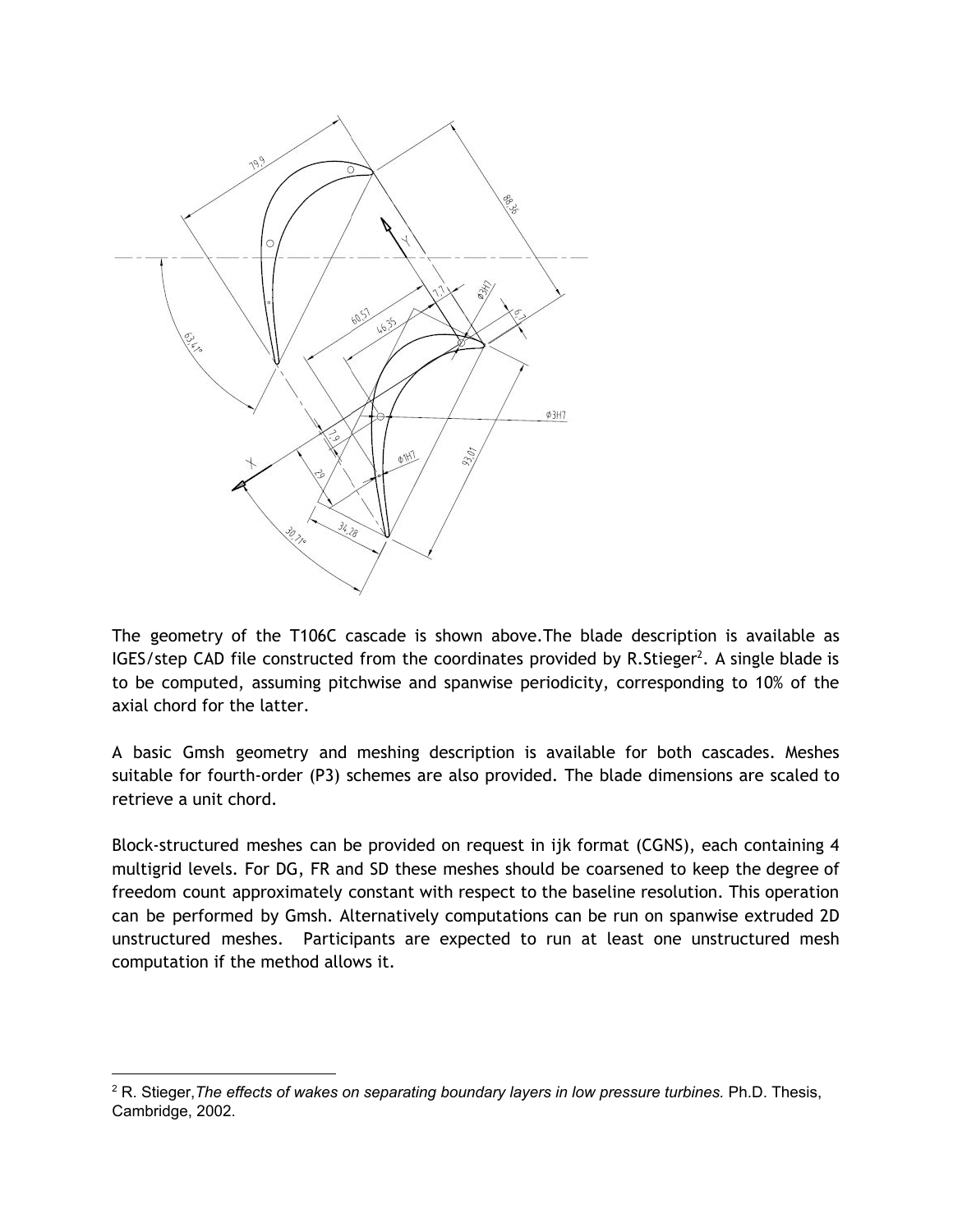79.9

88.36

Y

63.4°

60.57

46.35

7.1

ø3H7

6.7

ø3H7

ø1H7

93.01

7.9

29

X

34.28

30.71°

The geometry of the T106C cascade is shown above. The blade description is available as IGES/step CAD file constructed from the coordinates provided by R.Stieger[2]. A single blade is to be computed, assuming pitchwise and spanwise periodicity, corresponding to 10% of the axial chord for the latter.

A basic Gmsh geometry and meshing description is available for both cascades. Meshes suitable for fourth-order (P3) schemes are also provided. The blade dimensions are scaled to retrieve a unit chord.

Block-structured meshes can be provided on request in ijk format (CGNS), each containing 4 multigrid levels. For DG, FR and SD these meshes should be coarsened to keep the degree of freedom count approximately constant with respect to the baseline resolution. This operation can be performed by Gmsh. Alternatively computations can be run on spanwise extruded 2D unstructured meshes. Participants are expected to run at least one unstructured mesh computation if the method allows it.

---

[2] R. Stieger, *The effects of wakes on separating boundary layers in low pressure turbines.* Ph.D. Thesis, Cambridge, 2002.